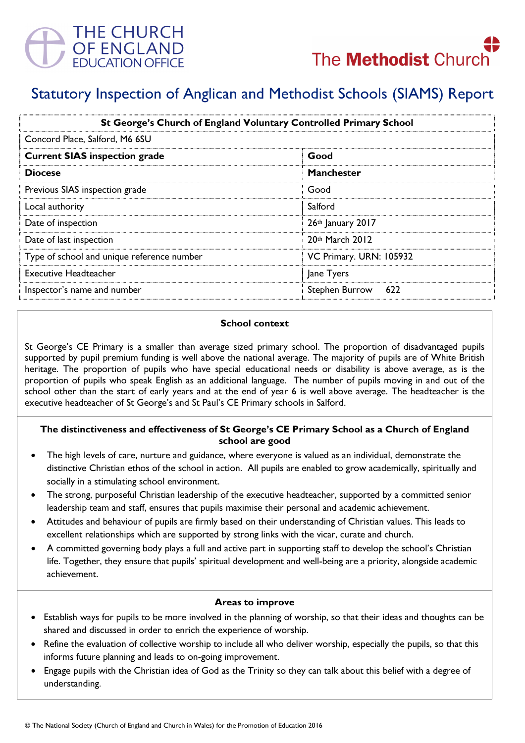THE CHURCH OF ENGLAND EDUCATION OFFICE

The Methodist Church

# Statutory Inspection of Anglican and Methodist Schools (SIAMS) Report

| St George's Church of England Voluntary Controlled Primary School | |
|---|---|
| Concord Place, Salford, M6 6SU | |
| **Current SIAS inspection grade** | **Good** |
| **Diocese** | **Manchester** |
| Previous SIAS inspection grade | Good |
| Local authority | Salford |
| Date of inspection | 26th January 2017 |
| Date of last inspection | 20th March 2012 |
| Type of school and unique reference number | VC Primary. URN: 105932 |
| Executive Headteacher | Jane Tyers |
| Inspector's name and number | Stephen Burrow 622 |

### School context

St George's CE Primary is a smaller than average sized primary school. The proportion of disadvantaged pupils supported by pupil premium funding is well above the national average. The majority of pupils are of White British heritage. The proportion of pupils who have special educational needs or disability is above average, as is the proportion of pupils who speak English as an additional language. The number of pupils moving in and out of the school other than the start of early years and at the end of year 6 is well above average. The headteacher is the executive headteacher of St George's and St Paul's CE Primary schools in Salford.

### The distinctiveness and effectiveness of St George's CE Primary School as a Church of England school are good

- The high levels of care, nurture and guidance, where everyone is valued as an individual, demonstrate the distinctive Christian ethos of the school in action. All pupils are enabled to grow academically, spiritually and socially in a stimulating school environment.
- The strong, purposeful Christian leadership of the executive headteacher, supported by a committed senior leadership team and staff, ensures that pupils maximise their personal and academic achievement.
- Attitudes and behaviour of pupils are firmly based on their understanding of Christian values. This leads to excellent relationships which are supported by strong links with the vicar, curate and church.
- A committed governing body plays a full and active part in supporting staff to develop the school's Christian life. Together, they ensure that pupils' spiritual development and well-being are a priority, alongside academic achievement.

### Areas to improve

- Establish ways for pupils to be more involved in the planning of worship, so that their ideas and thoughts can be shared and discussed in order to enrich the experience of worship.
- Refine the evaluation of collective worship to include all who deliver worship, especially the pupils, so that this informs future planning and leads to on-going improvement.
- Engage pupils with the Christian idea of God as the Trinity so they can talk about this belief with a degree of understanding.

© The National Society (Church of England and Church in Wales) for the Promotion of Education 2016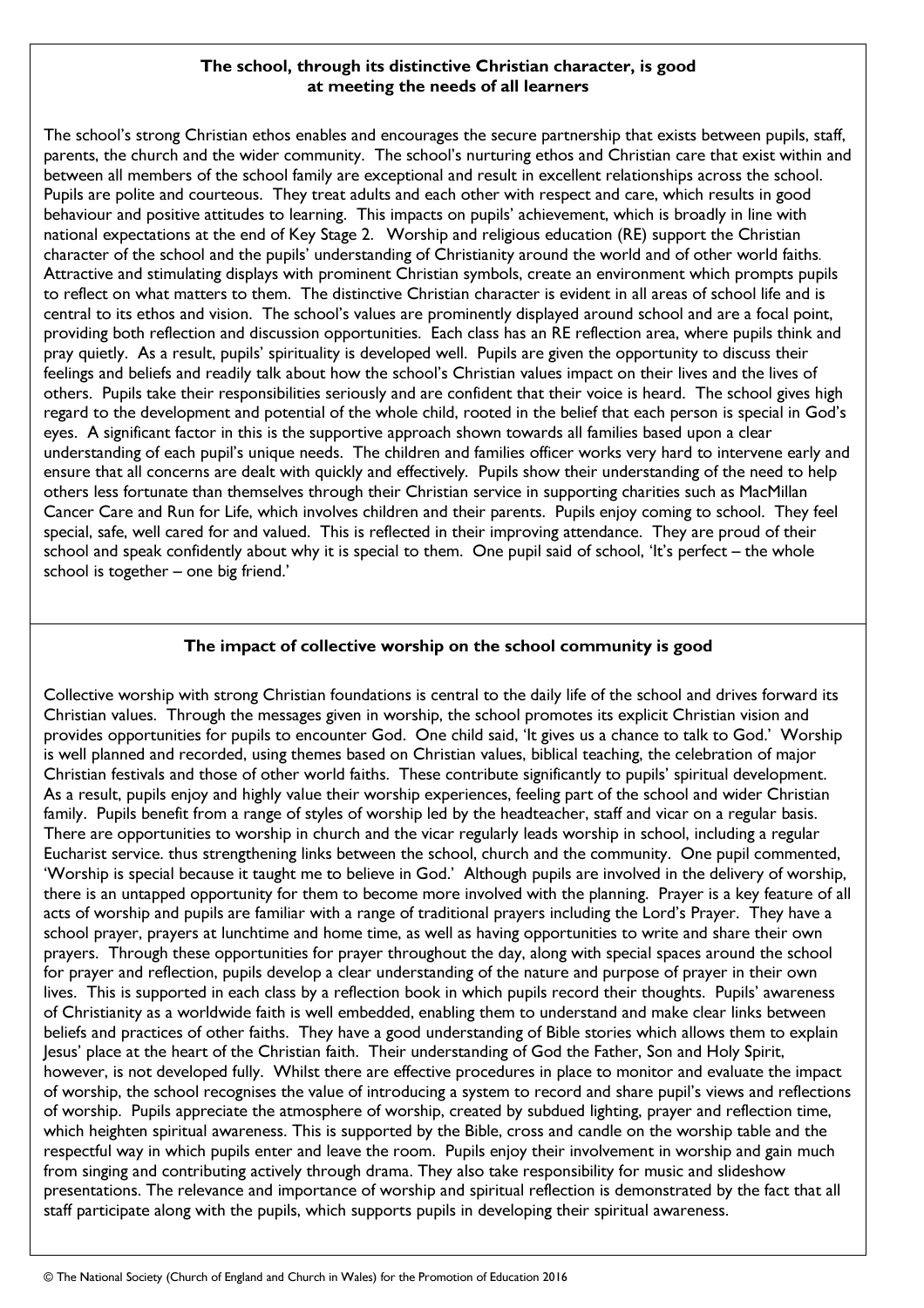## The school, through its distinctive Christian character, is good at meeting the needs of all learners

The school's strong Christian ethos enables and encourages the secure partnership that exists between pupils, staff, parents, the church and the wider community. The school's nurturing ethos and Christian care that exist within and between all members of the school family are exceptional and result in excellent relationships across the school. Pupils are polite and courteous. They treat adults and each other with respect and care, which results in good behaviour and positive attitudes to learning. This impacts on pupils' achievement, which is broadly in line with national expectations at the end of Key Stage 2. Worship and religious education (RE) support the Christian character of the school and the pupils' understanding of Christianity around the world and of other world faiths. Attractive and stimulating displays with prominent Christian symbols, create an environment which prompts pupils to reflect on what matters to them. The distinctive Christian character is evident in all areas of school life and is central to its ethos and vision. The school's values are prominently displayed around school and are a focal point, providing both reflection and discussion opportunities. Each class has an RE reflection area, where pupils think and pray quietly. As a result, pupils' spirituality is developed well. Pupils are given the opportunity to discuss their feelings and beliefs and readily talk about how the school's Christian values impact on their lives and the lives of others. Pupils take their responsibilities seriously and are confident that their voice is heard. The school gives high regard to the development and potential of the whole child, rooted in the belief that each person is special in God's eyes. A significant factor in this is the supportive approach shown towards all families based upon a clear understanding of each pupil's unique needs. The children and families officer works very hard to intervene early and ensure that all concerns are dealt with quickly and effectively. Pupils show their understanding of the need to help others less fortunate than themselves through their Christian service in supporting charities such as MacMillan Cancer Care and Run for Life, which involves children and their parents. Pupils enjoy coming to school. They feel special, safe, well cared for and valued. This is reflected in their improving attendance. They are proud of their school and speak confidently about why it is special to them. One pupil said of school, 'It's perfect – the whole school is together – one big friend.'

## The impact of collective worship on the school community is good

Collective worship with strong Christian foundations is central to the daily life of the school and drives forward its Christian values. Through the messages given in worship, the school promotes its explicit Christian vision and provides opportunities for pupils to encounter God. One child said, 'It gives us a chance to talk to God.' Worship is well planned and recorded, using themes based on Christian values, biblical teaching, the celebration of major Christian festivals and those of other world faiths. These contribute significantly to pupils' spiritual development. As a result, pupils enjoy and highly value their worship experiences, feeling part of the school and wider Christian family. Pupils benefit from a range of styles of worship led by the headteacher, staff and vicar on a regular basis. There are opportunities to worship in church and the vicar regularly leads worship in school, including a regular Eucharist service. thus strengthening links between the school, church and the community. One pupil commented, 'Worship is special because it taught me to believe in God.' Although pupils are involved in the delivery of worship, there is an untapped opportunity for them to become more involved with the planning. Prayer is a key feature of all acts of worship and pupils are familiar with a range of traditional prayers including the Lord's Prayer. They have a school prayer, prayers at lunchtime and home time, as well as having opportunities to write and share their own prayers. Through these opportunities for prayer throughout the day, along with special spaces around the school for prayer and reflection, pupils develop a clear understanding of the nature and purpose of prayer in their own lives. This is supported in each class by a reflection book in which pupils record their thoughts. Pupils' awareness of Christianity as a worldwide faith is well embedded, enabling them to understand and make clear links between beliefs and practices of other faiths. They have a good understanding of Bible stories which allows them to explain Jesus' place at the heart of the Christian faith. Their understanding of God the Father, Son and Holy Spirit, however, is not developed fully. Whilst there are effective procedures in place to monitor and evaluate the impact of worship, the school recognises the value of introducing a system to record and share pupil's views and reflections of worship. Pupils appreciate the atmosphere of worship, created by subdued lighting, prayer and reflection time, which heighten spiritual awareness. This is supported by the Bible, cross and candle on the worship table and the respectful way in which pupils enter and leave the room. Pupils enjoy their involvement in worship and gain much from singing and contributing actively through drama. They also take responsibility for music and slideshow presentations. The relevance and importance of worship and spiritual reflection is demonstrated by the fact that all staff participate along with the pupils, which supports pupils in developing their spiritual awareness.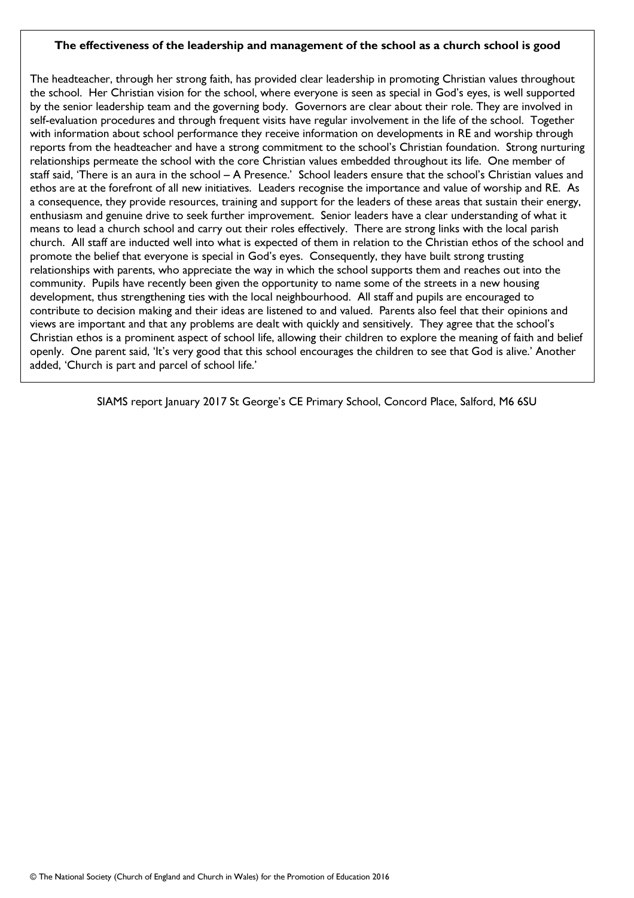**The effectiveness of the leadership and management of the school as a church school is good**

The headteacher, through her strong faith, has provided clear leadership in promoting Christian values throughout the school. Her Christian vision for the school, where everyone is seen as special in God's eyes, is well supported by the senior leadership team and the governing body. Governors are clear about their role. They are involved in self-evaluation procedures and through frequent visits have regular involvement in the life of the school. Together with information about school performance they receive information on developments in RE and worship through reports from the headteacher and have a strong commitment to the school's Christian foundation. Strong nurturing relationships permeate the school with the core Christian values embedded throughout its life. One member of staff said, 'There is an aura in the school – A Presence.' School leaders ensure that the school's Christian values and ethos are at the forefront of all new initiatives. Leaders recognise the importance and value of worship and RE. As a consequence, they provide resources, training and support for the leaders of these areas that sustain their energy, enthusiasm and genuine drive to seek further improvement. Senior leaders have a clear understanding of what it means to lead a church school and carry out their roles effectively. There are strong links with the local parish church. All staff are inducted well into what is expected of them in relation to the Christian ethos of the school and promote the belief that everyone is special in God's eyes. Consequently, they have built strong trusting relationships with parents, who appreciate the way in which the school supports them and reaches out into the community. Pupils have recently been given the opportunity to name some of the streets in a new housing development, thus strengthening ties with the local neighbourhood. All staff and pupils are encouraged to contribute to decision making and their ideas are listened to and valued. Parents also feel that their opinions and views are important and that any problems are dealt with quickly and sensitively. They agree that the school's Christian ethos is a prominent aspect of school life, allowing their children to explore the meaning of faith and belief openly. One parent said, 'It's very good that this school encourages the children to see that God is alive.' Another added, 'Church is part and parcel of school life.'

SIAMS report January 2017 St George's CE Primary School, Concord Place, Salford, M6 6SU

© The National Society (Church of England and Church in Wales) for the Promotion of Education 2016